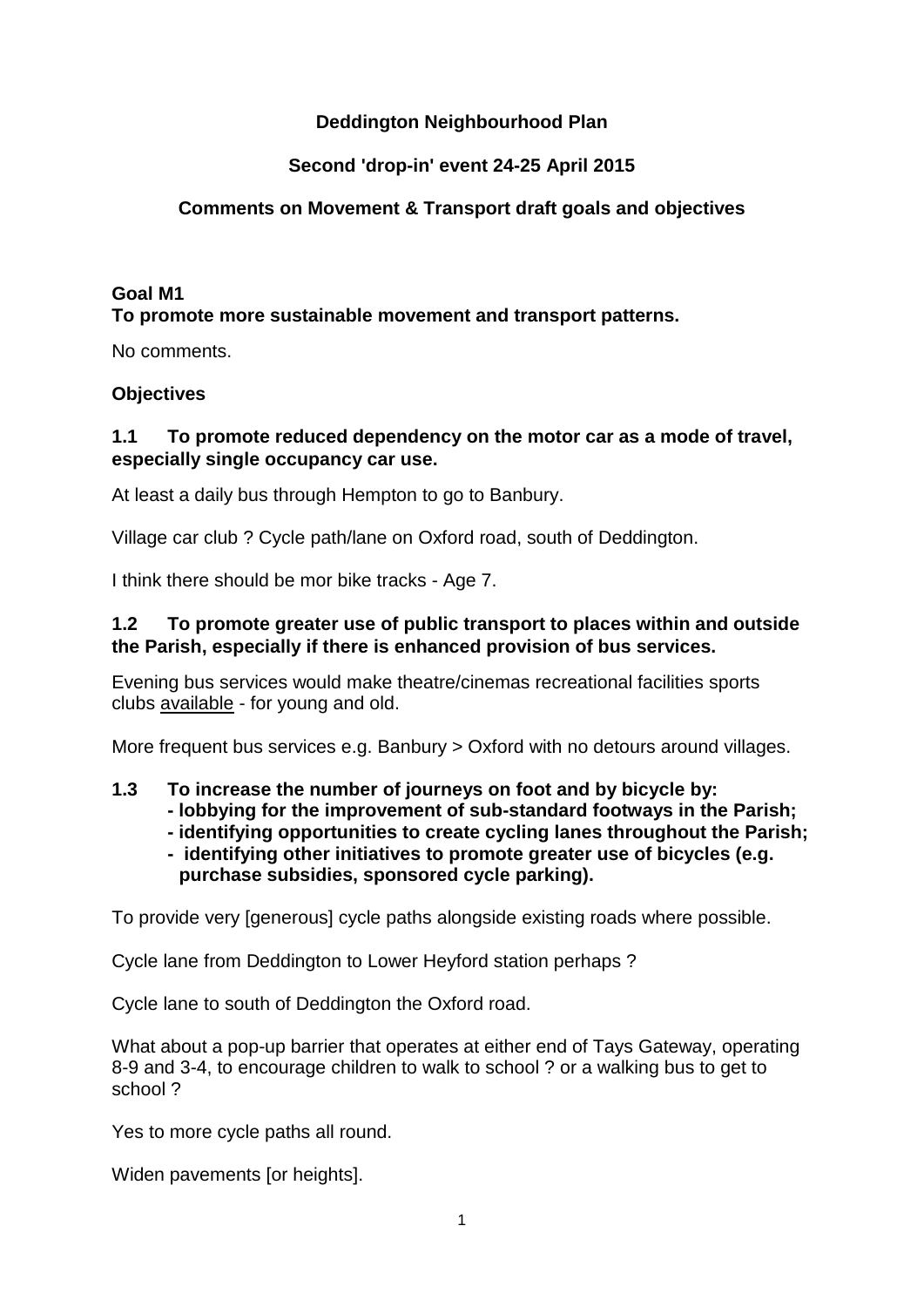**Deddington Neighbourhood Plan**

**Second 'drop-in' event 24-25 April 2015**

**Comments on Movement & Transport draft goals and objectives**

**Goal M1**
**To promote more sustainable movement and transport patterns.**

No comments.

**Objectives**

**1.1 To promote reduced dependency on the motor car as a mode of travel, especially single occupancy car use.**

At least a daily bus through Hempton to go to Banbury.

Village car club ? Cycle path/lane on Oxford road, south of Deddington.

I think there should be mor bike tracks - Age 7.

**1.2 To promote greater use of public transport to places within and outside the Parish, especially if there is enhanced provision of bus services.**

Evening bus services would make theatre/cinemas recreational facilities sports clubs <u>available</u> - for young and old.

More frequent bus services e.g. Banbury > Oxford with no detours around villages.

**1.3 To increase the number of journeys on foot and by bicycle by:**
**- lobbying for the improvement of sub-standard footways in the Parish;**
**- identifying opportunities to create cycling lanes throughout the Parish;**
**- identifying other initiatives to promote greater use of bicycles (e.g. purchase subsidies, sponsored cycle parking).**

To provide very [generous] cycle paths alongside existing roads where possible.

Cycle lane from Deddington to Lower Heyford station perhaps ?

Cycle lane to south of Deddington the Oxford road.

What about a pop-up barrier that operates at either end of Tays Gateway, operating 8-9 and 3-4, to encourage children to walk to school ? or a walking bus to get to school ?

Yes to more cycle paths all round.

Widen pavements [or heights].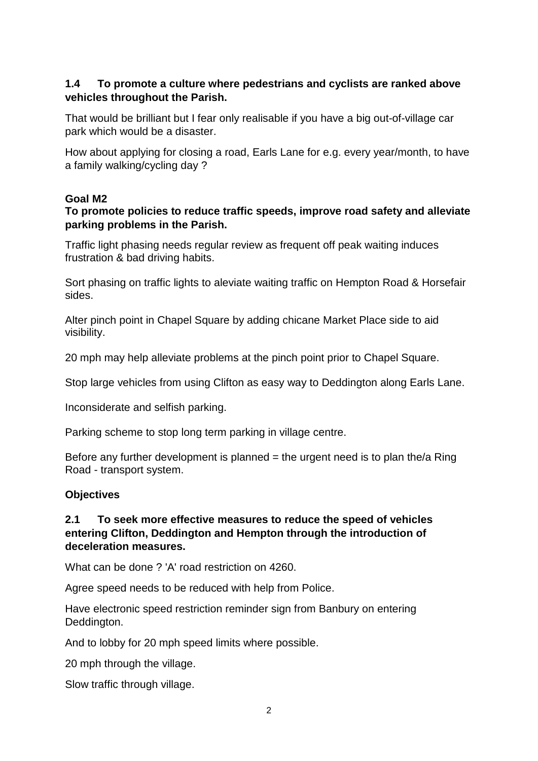**1.4 To promote a culture where pedestrians and cyclists are ranked above vehicles throughout the Parish.**

That would be brilliant but I fear only realisable if you have a big out-of-village car park which would be a disaster.

How about applying for closing a road, Earls Lane for e.g. every year/month, to have a family walking/cycling day ?

**Goal M2**

**To promote policies to reduce traffic speeds, improve road safety and alleviate parking problems in the Parish.**

Traffic light phasing needs regular review as frequent off peak waiting induces frustration & bad driving habits.

Sort phasing on traffic lights to aleviate waiting traffic on Hempton Road & Horsefair sides.

Alter pinch point in Chapel Square by adding chicane Market Place side to aid visibility.

20 mph may help alleviate problems at the pinch point prior to Chapel Square.

Stop large vehicles from using Clifton as easy way to Deddington along Earls Lane.

Inconsiderate and selfish parking.

Parking scheme to stop long term parking in village centre.

Before any further development is planned = the urgent need is to plan the/a Ring Road - transport system.

**Objectives**

**2.1 To seek more effective measures to reduce the speed of vehicles entering Clifton, Deddington and Hempton through the introduction of deceleration measures.**

What can be done ? 'A' road restriction on 4260.

Agree speed needs to be reduced with help from Police.

Have electronic speed restriction reminder sign from Banbury on entering Deddington.

And to lobby for 20 mph speed limits where possible.

20 mph through the village.

Slow traffic through village.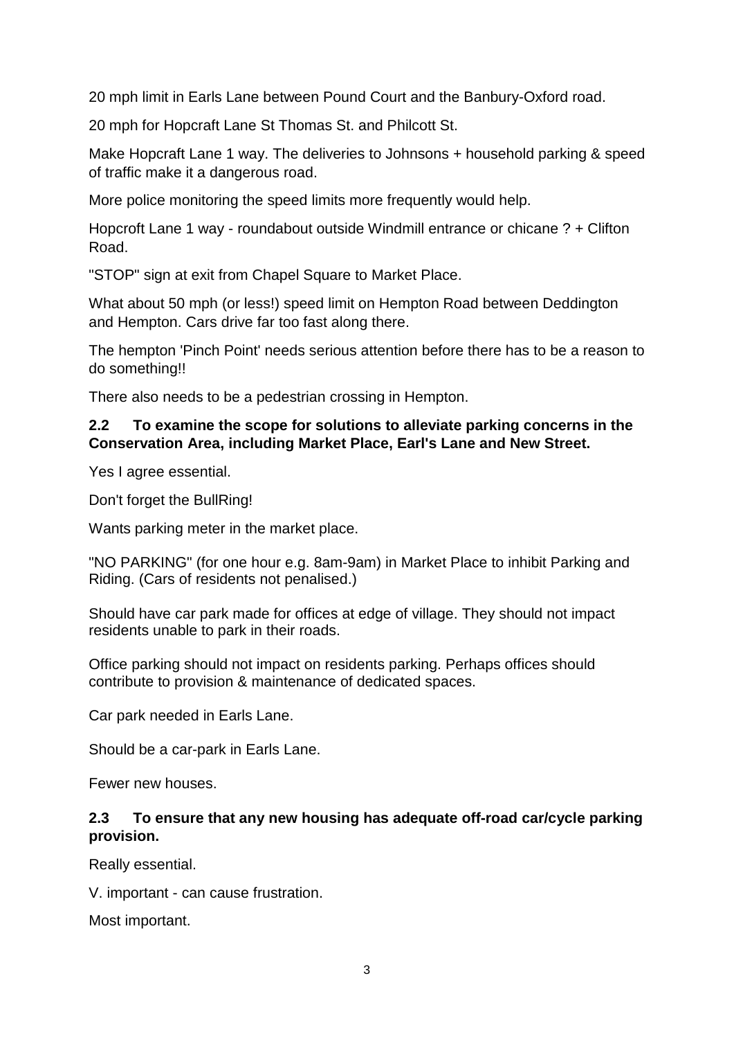20 mph limit in Earls Lane between Pound Court and the Banbury-Oxford road.

20 mph for Hopcraft Lane St Thomas St. and Philcott St.

Make Hopcraft Lane 1 way. The deliveries to Johnsons + household parking & speed of traffic make it a dangerous road.

More police monitoring the speed limits more frequently would help.

Hopcroft Lane 1 way - roundabout outside Windmill entrance or chicane ? + Clifton Road.

"STOP" sign at exit from Chapel Square to Market Place.

What about 50 mph (or less!) speed limit on Hempton Road between Deddington and Hempton. Cars drive far too fast along there.

The hempton 'Pinch Point' needs serious attention before there has to be a reason to do something!!

There also needs to be a pedestrian crossing in Hempton.

**2.2 To examine the scope for solutions to alleviate parking concerns in the Conservation Area, including Market Place, Earl's Lane and New Street.**

Yes I agree essential.

Don't forget the BullRing!

Wants parking meter in the market place.

"NO PARKING" (for one hour e.g. 8am-9am) in Market Place to inhibit Parking and Riding. (Cars of residents not penalised.)

Should have car park made for offices at edge of village. They should not impact residents unable to park in their roads.

Office parking should not impact on residents parking. Perhaps offices should contribute to provision & maintenance of dedicated spaces.

Car park needed in Earls Lane.

Should be a car-park in Earls Lane.

Fewer new houses.

**2.3 To ensure that any new housing has adequate off-road car/cycle parking provision.**

Really essential.

V. important - can cause frustration.

Most important.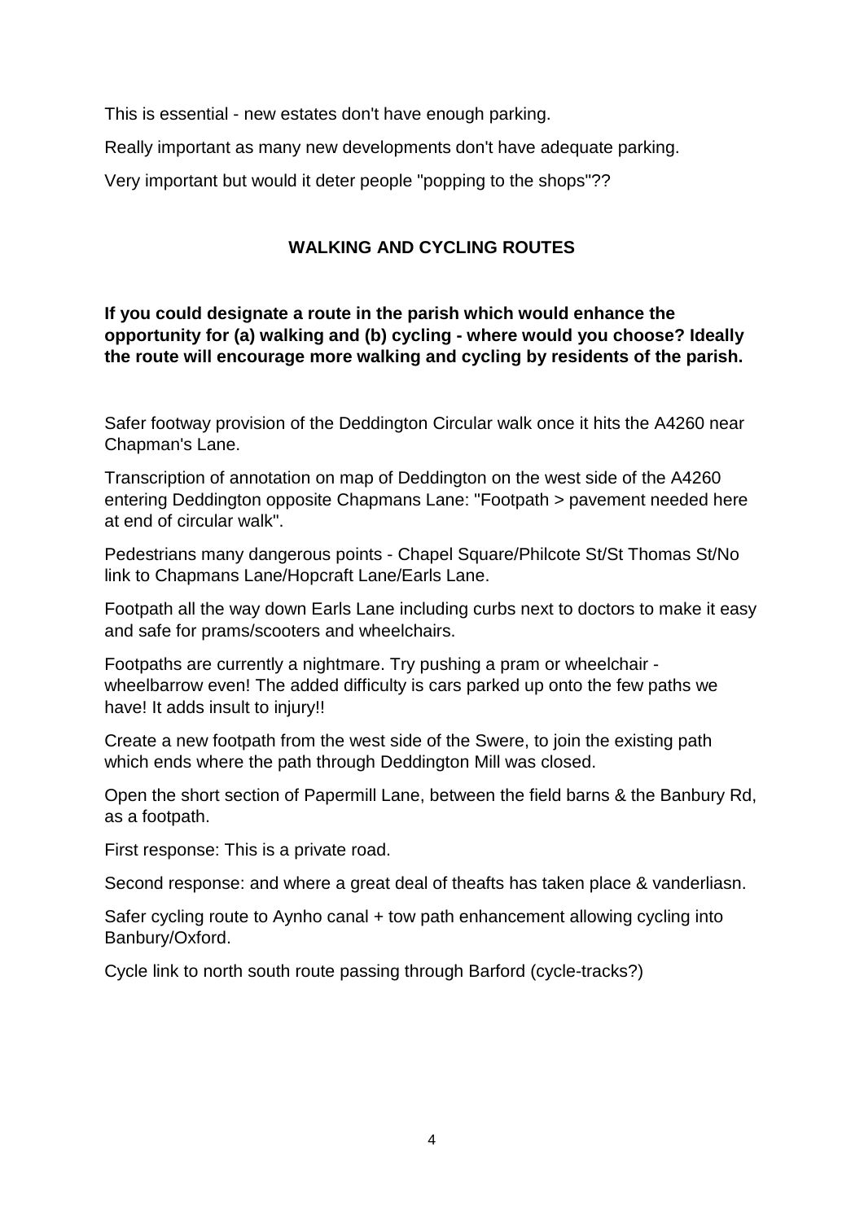This is essential - new estates don't have enough parking.

Really important as many new developments don't have adequate parking.

Very important but would it deter people "popping to the shops"??

## WALKING AND CYCLING ROUTES

**If you could designate a route in the parish which would enhance the opportunity for (a) walking and (b) cycling - where would you choose? Ideally the route will encourage more walking and cycling by residents of the parish.**

Safer footway provision of the Deddington Circular walk once it hits the A4260 near Chapman's Lane.

Transcription of annotation on map of Deddington on the west side of the A4260 entering Deddington opposite Chapmans Lane: "Footpath > pavement needed here at end of circular walk".

Pedestrians many dangerous points - Chapel Square/Philcote St/St Thomas St/No link to Chapmans Lane/Hopcraft Lane/Earls Lane.

Footpath all the way down Earls Lane including curbs next to doctors to make it easy and safe for prams/scooters and wheelchairs.

Footpaths are currently a nightmare. Try pushing a pram or wheelchair - wheelbarrow even! The added difficulty is cars parked up onto the few paths we have! It adds insult to injury!!

Create a new footpath from the west side of the Swere, to join the existing path which ends where the path through Deddington Mill was closed.

Open the short section of Papermill Lane, between the field barns & the Banbury Rd, as a footpath.

First response: This is a private road.

Second response: and where a great deal of theafts has taken place & vanderliasn.

Safer cycling route to Aynho canal + tow path enhancement allowing cycling into Banbury/Oxford.

Cycle link to north south route passing through Barford (cycle-tracks?)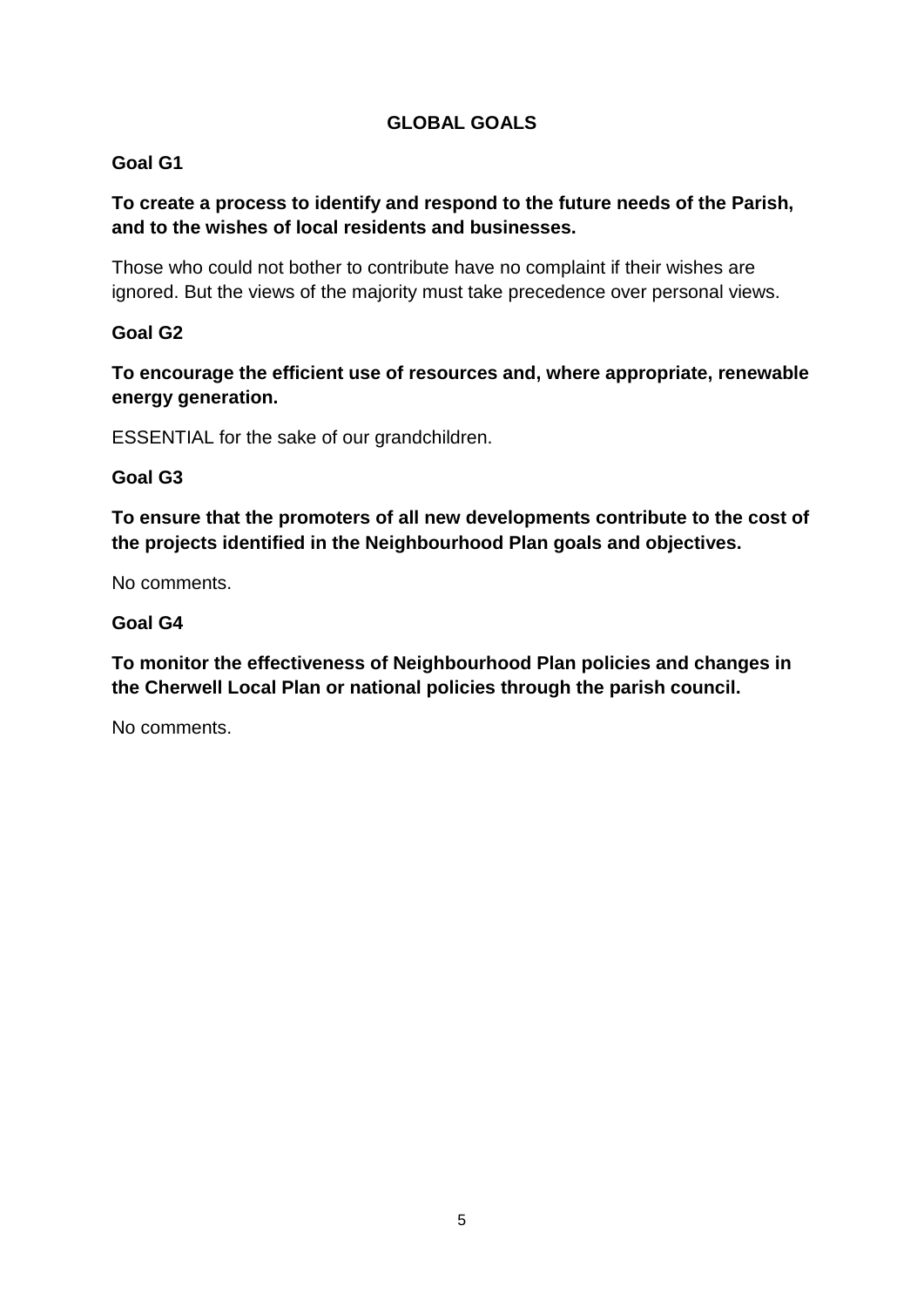## GLOBAL GOALS

### Goal G1

**To create a process to identify and respond to the future needs of the Parish, and to the wishes of local residents and businesses.**

Those who could not bother to contribute have no complaint if their wishes are ignored. But the views of the majority must take precedence over personal views.

### Goal G2

**To encourage the efficient use of resources and, where appropriate, renewable energy generation.**

ESSENTIAL for the sake of our grandchildren.

### Goal G3

**To ensure that the promoters of all new developments contribute to the cost of the projects identified in the Neighbourhood Plan goals and objectives.**

No comments.

### Goal G4

**To monitor the effectiveness of Neighbourhood Plan policies and changes in the Cherwell Local Plan or national policies through the parish council.**

No comments.